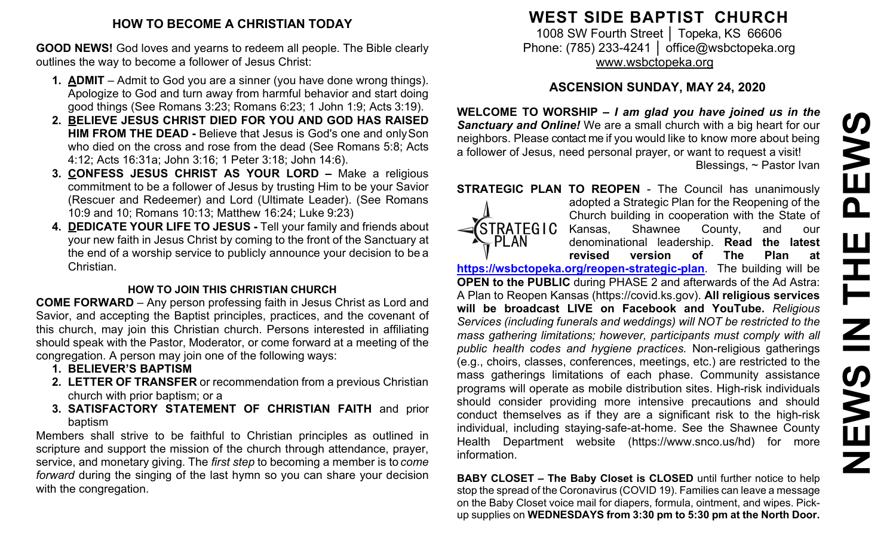## HOW TO BECOME A CHRISTIAN TODAY

**GOOD NEWS!** God loves and yearns to redeem all people. The Bible clearly outlines the way to become a follower of Jesus Christ:

1. **ADMIT** – Admit to God you are a sinner (you have done wrong things). Apologize to God and turn away from harmful behavior and start doing good things (See Romans 3:23; Romans 6:23; 1 John 1:9; Acts 3:19).
2. **BELIEVE JESUS CHRIST DIED FOR YOU AND GOD HAS RAISED HIM FROM THE DEAD -** Believe that Jesus is God's one and only Son who died on the cross and rose from the dead (See Romans 5:8; Acts 4:12; Acts 16:31a; John 3:16; 1 Peter 3:18; John 14:6).
3. **CONFESS JESUS CHRIST AS YOUR LORD –** Make a religious commitment to be a follower of Jesus by trusting Him to be your Savior (Rescuer and Redeemer) and Lord (Ultimate Leader). (See Romans 10:9 and 10; Romans 10:13; Matthew 16:24; Luke 9:23)
4. **DEDICATE YOUR LIFE TO JESUS -** Tell your family and friends about your new faith in Jesus Christ by coming to the front of the Sanctuary at the end of a worship service to publicly announce your decision to be a Christian.

### HOW TO JOIN THIS CHRISTIAN CHURCH

**COME FORWARD** – Any person professing faith in Jesus Christ as Lord and Savior, and accepting the Baptist principles, practices, and the covenant of this church, may join this Christian church. Persons interested in affiliating should speak with the Pastor, Moderator, or come forward at a meeting of the congregation. A person may join one of the following ways:

1. **BELIEVER'S BAPTISM**
2. **LETTER OF TRANSFER** or recommendation from a previous Christian church with prior baptism; or a
3. **SATISFACTORY STATEMENT OF CHRISTIAN FAITH** and prior baptism

Members shall strive to be faithful to Christian principles as outlined in scripture and support the mission of the church through attendance, prayer, service, and monetary giving. The *first step* to becoming a member is to *come forward* during the singing of the last hymn so you can share your decision with the congregation.

# WEST SIDE BAPTIST CHURCH

1008 SW Fourth Street │ Topeka, KS 66606
Phone: (785) 233-4241 │ office@wsbctopeka.org
www.wsbctopeka.org

## ASCENSION SUNDAY, MAY 24, 2020

**WELCOME TO WORSHIP –** ***I am glad you have joined us in the Sanctuary and Online!*** We are a small church with a big heart for our neighbors. Please contact me if you would like to know more about being a follower of Jesus, need personal prayer, or want to request a visit!
Blessings, ~ Pastor Ivan

**STRATEGIC PLAN TO REOPEN** - The Council has unanimously adopted a Strategic Plan for the Reopening of the Church building in cooperation with the State of Kansas, Shawnee County, and our denominational leadership. **Read the latest revised version of The Plan at https://wsbctopeka.org/reopen-strategic-plan**. The building will be **OPEN to the PUBLIC** during PHASE 2 and afterwards of the Ad Astra: A Plan to Reopen Kansas (https://covid.ks.gov). **All religious services will be broadcast LIVE on Facebook and YouTube.** *Religious Services (including funerals and weddings) will NOT be restricted to the mass gathering limitations; however, participants must comply with all public health codes and hygiene practices.* Non-religious gatherings (e.g., choirs, classes, conferences, meetings, etc.) are restricted to the mass gatherings limitations of each phase. Community assistance programs will operate as mobile distribution sites. High-risk individuals should consider providing more intensive precautions and should conduct themselves as if they are a significant risk to the high-risk individual, including staying-safe-at-home. See the Shawnee County Health Department website (https://www.snco.us/hd) for more information.

**BABY CLOSET – The Baby Closet is CLOSED** until further notice to help stop the spread of the Coronavirus (COVID 19). Families can leave a message on the Baby Closet voice mail for diapers, formula, ointment, and wipes. Pick-up supplies on **WEDNESDAYS from 3:30 pm to 5:30 pm at the North Door.**

# NEWS IN THE PEWS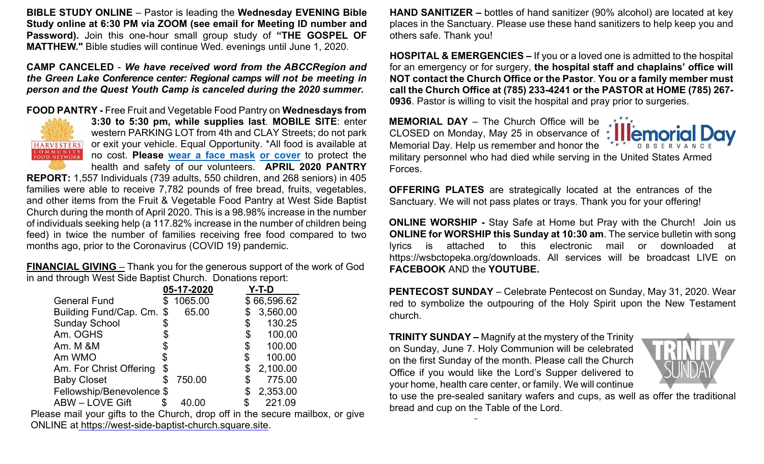**BIBLE STUDY ONLINE** – Pastor is leading the **Wednesday EVENING Bible Study online at 6:30 PM via ZOOM (see email for Meeting ID number and Password).** Join this one-hour small group study of **"THE GOSPEL OF MATTHEW."** Bible studies will continue Wed. evenings until June 1, 2020.

**CAMP CANCELED** - ***We have received word from the ABCCRegion and the Green Lake Conference center: Regional camps will not be meeting in person and the Quest Youth Camp is canceled during the 2020 summer.***

**FOOD PANTRY -** Free Fruit and Vegetable Food Pantry on **Wednesdays from 3:30 to 5:30 pm, while supplies last**. **MOBILE SITE**: enter western PARKING LOT from 4th and CLAY Streets; do not park or exit your vehicle. Equal Opportunity. *All food is available at no cost. **Please wear a face mask or cover** to protect the health and safety of our volunteers. **APRIL 2020 PANTRY REPORT:** 1,557 Individuals (739 adults, 550 children, and 268 seniors) in 405 families were able to receive 7,782 pounds of free bread, fruits, vegetables, and other items from the Fruit & Vegetable Food Pantry at West Side Baptist Church during the month of April 2020. This is a 98.98% increase in the number of individuals seeking help (a 117.82% increase in the number of children being feed) in twice the number of families receiving free food compared to two months ago, prior to the Coronavirus (COVID 19) pandemic.

**FINANCIAL GIVING** – Thank you for the generous support of the work of God in and through West Side Baptist Church. Donations report:

| | 05-17-2020 | Y-T-D |
|---|---|---|
| General Fund | $ 1065.00 | $ 66,596.62 |
| Building Fund/Cap. Cm. | $ 65.00 | $ 3,560.00 |
| Sunday School | $ | $ 130.25 |
| Am. OGHS | $ | $ 100.00 |
| Am. M &M | $ | $ 100.00 |
| Am WMO | $ | $ 100.00 |
| Am. For Christ Offering | $ | $ 2,100.00 |
| Baby Closet | $ 750.00 | $ 775.00 |
| Fellowship/Benevolence | $ | $ 2,353.00 |
| ABW – LOVE Gift | $ 40.00 | $ 221.09 |

Please mail your gifts to the Church, drop off in the secure mailbox, or give ONLINE at https://west-side-baptist-church.square.site.

**HAND SANITIZER –** bottles of hand sanitizer (90% alcohol) are located at key places in the Sanctuary. Please use these hand sanitizers to help keep you and others safe. Thank you!

**HOSPITAL & EMERGENCIES –** If you or a loved one is admitted to the hospital for an emergency or for surgery, **the hospital staff and chaplains' office will NOT contact the Church Office or the Pastor**. **You or a family member must call the Church Office at (785) 233-4241 or the PASTOR at HOME (785) 267-0936**. Pastor is willing to visit the hospital and pray prior to surgeries.

**MEMORIAL DAY** – The Church Office will be CLOSED on Monday, May 25 in observance of Memorial Day. Help us remember and honor the military personnel who had died while serving in the United States Armed Forces.

**OFFERING PLATES** are strategically located at the entrances of the Sanctuary. We will not pass plates or trays. Thank you for your offering!

**ONLINE WORSHIP -** Stay Safe at Home but Pray with the Church! Join us **ONLINE for WORSHIP this Sunday at 10:30 am**. The service bulletin with song lyrics is attached to this electronic mail or downloaded at https://wsbctopeka.org/downloads. All services will be broadcast LIVE on **FACEBOOK** AND the **YOUTUBE.**

**PENTECOST SUNDAY** – Celebrate Pentecost on Sunday, May 31, 2020. Wear red to symbolize the outpouring of the Holy Spirit upon the New Testament church.

**TRINITY SUNDAY –** Magnify at the mystery of the Trinity on Sunday, June 7. Holy Communion will be celebrated on the first Sunday of the month. Please call the Church Office if you would like the Lord's Supper delivered to your home, health care center, or family. We will continue to use the pre-sealed sanitary wafers and cups, as well as offer the traditional bread and cup on the Table of the Lord.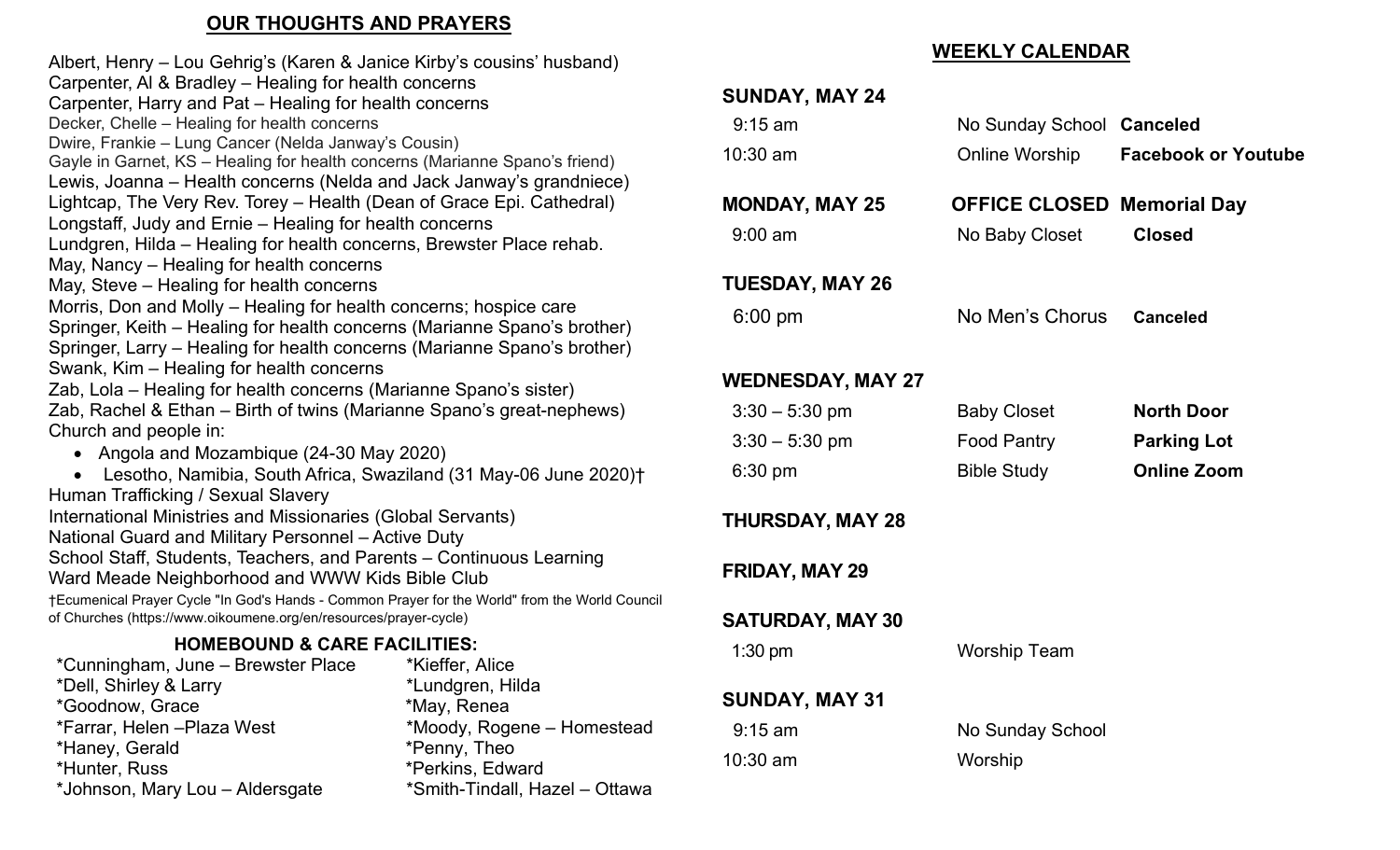## OUR THOUGHTS AND PRAYERS

Albert, Henry – Lou Gehrig's (Karen & Janice Kirby's cousins' husband)
Carpenter, Al & Bradley – Healing for health concerns
Carpenter, Harry and Pat – Healing for health concerns
Decker, Chelle – Healing for health concerns
Dwire, Frankie – Lung Cancer (Nelda Janway's Cousin)
Gayle in Garnet, KS – Healing for health concerns (Marianne Spano's friend)
Lewis, Joanna – Health concerns (Nelda and Jack Janway's grandniece)
Lightcap, The Very Rev. Torey – Health (Dean of Grace Epi. Cathedral)
Longstaff, Judy and Ernie – Healing for health concerns
Lundgren, Hilda – Healing for health concerns, Brewster Place rehab.
May, Nancy – Healing for health concerns
May, Steve – Healing for health concerns
Morris, Don and Molly – Healing for health concerns; hospice care
Springer, Keith – Healing for health concerns (Marianne Spano's brother)
Springer, Larry – Healing for health concerns (Marianne Spano's brother)
Swank, Kim – Healing for health concerns
Zab, Lola – Healing for health concerns (Marianne Spano's sister)
Zab, Rachel & Ethan – Birth of twins (Marianne Spano's great-nephews)
Church and people in:

- Angola and Mozambique (24-30 May 2020)
- Lesotho, Namibia, South Africa, Swaziland (31 May-06 June 2020)†

Human Trafficking / Sexual Slavery
International Ministries and Missionaries (Global Servants)
National Guard and Military Personnel – Active Duty
School Staff, Students, Teachers, and Parents – Continuous Learning
Ward Meade Neighborhood and WWW Kids Bible Club

†Ecumenical Prayer Cycle "In God's Hands - Common Prayer for the World" from the World Council of Churches (https://www.oikoumene.org/en/resources/prayer-cycle)

### HOMEBOUND & CARE FACILITIES:

| | |
|---|---|
| *Cunningham, June – Brewster Place | *Kieffer, Alice |
| *Dell, Shirley & Larry | *Lundgren, Hilda |
| *Goodnow, Grace | *May, Renea |
| *Farrar, Helen –Plaza West | *Moody, Rogene – Homestead |
| *Haney, Gerald | *Penny, Theo |
| *Hunter, Russ | *Perkins, Edward |
| *Johnson, Mary Lou – Aldersgate | *Smith-Tindall, Hazel – Ottawa |

## WEEKLY CALENDAR

**SUNDAY, MAY 24**

| | | |
|---|---|---|
| 9:15 am | No Sunday School | **Canceled** |
| 10:30 am | Online Worship | **Facebook or Youtube** |

**MONDAY, MAY 25** — **OFFICE CLOSED Memorial Day**

| | | |
|---|---|---|
| 9:00 am | No Baby Closet | **Closed** |

**TUESDAY, MAY 26**

| | | |
|---|---|---|
| 6:00 pm | No Men's Chorus | **Canceled** |

**WEDNESDAY, MAY 27**

| | | |
|---|---|---|
| 3:30 – 5:30 pm | Baby Closet | **North Door** |
| 3:30 – 5:30 pm | Food Pantry | **Parking Lot** |
| 6:30 pm | Bible Study | **Online Zoom** |

**THURSDAY, MAY 28**

**FRIDAY, MAY 29**

**SATURDAY, MAY 30**

| | |
|---|---|
| 1:30 pm | Worship Team |

**SUNDAY, MAY 31**

| | |
|---|---|
| 9:15 am | No Sunday School |
| 10:30 am | Worship |